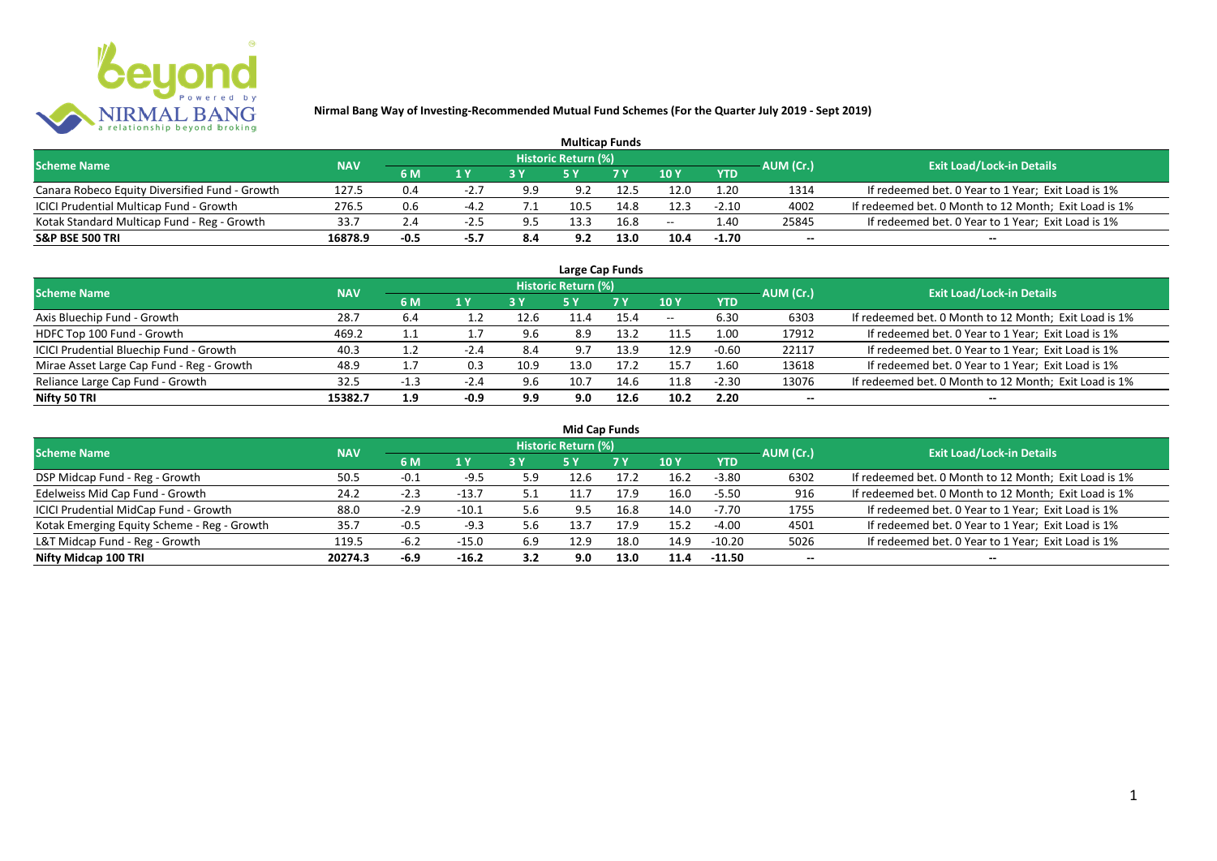# Nirmal Bang Way of Investing-Recommended Mutual Fund Schemes (For the Quarter July 2019 - Sept 2019)

## Multicap Funds

| Scheme Name | NAV | Historic Return (%) | | | | | | | AUM (Cr.) | Exit Load/Lock-in Details |
|---|---|---|---|---|---|---|---|---|---|---|
| | | 6 M | 1 Y | 3 Y | 5 Y | 7 Y | 10 Y | YTD | | |
| Canara Robeco Equity Diversified Fund - Growth | 127.5 | 0.4 | -2.7 | 9.9 | 9.2 | 12.5 | 12.0 | 1.20 | 1314 | If redeemed bet. 0 Year to 1 Year; Exit Load is 1% |
| ICICI Prudential Multicap Fund - Growth | 276.5 | 0.6 | -4.2 | 7.1 | 10.5 | 14.8 | 12.3 | -2.10 | 4002 | If redeemed bet. 0 Month to 12 Month; Exit Load is 1% |
| Kotak Standard Multicap Fund - Reg - Growth | 33.7 | 2.4 | -2.5 | 9.5 | 13.3 | 16.8 | -- | 1.40 | 25845 | If redeemed bet. 0 Year to 1 Year; Exit Load is 1% |
| **S&P BSE 500 TRI** | **16878.9** | **-0.5** | **-5.7** | **8.4** | **9.2** | **13.0** | **10.4** | **-1.70** | -- | -- |

## Large Cap Funds

| Scheme Name | NAV | Historic Return (%) | | | | | | | AUM (Cr.) | Exit Load/Lock-in Details |
|---|---|---|---|---|---|---|---|---|---|---|
| | | 6 M | 1 Y | 3 Y | 5 Y | 7 Y | 10 Y | YTD | | |
| Axis Bluechip Fund - Growth | 28.7 | 6.4 | 1.2 | 12.6 | 11.4 | 15.4 | -- | 6.30 | 6303 | If redeemed bet. 0 Month to 12 Month; Exit Load is 1% |
| HDFC Top 100 Fund - Growth | 469.2 | 1.1 | 1.7 | 9.6 | 8.9 | 13.2 | 11.5 | 1.00 | 17912 | If redeemed bet. 0 Year to 1 Year; Exit Load is 1% |
| ICICI Prudential Bluechip Fund - Growth | 40.3 | 1.2 | -2.4 | 8.4 | 9.7 | 13.9 | 12.9 | -0.60 | 22117 | If redeemed bet. 0 Year to 1 Year; Exit Load is 1% |
| Mirae Asset Large Cap Fund - Reg - Growth | 48.9 | 1.7 | 0.3 | 10.9 | 13.0 | 17.2 | 15.7 | 1.60 | 13618 | If redeemed bet. 0 Year to 1 Year; Exit Load is 1% |
| Reliance Large Cap Fund - Growth | 32.5 | -1.3 | -2.4 | 9.6 | 10.7 | 14.6 | 11.8 | -2.30 | 13076 | If redeemed bet. 0 Month to 12 Month; Exit Load is 1% |
| **Nifty 50 TRI** | **15382.7** | **1.9** | **-0.9** | **9.9** | **9.0** | **12.6** | **10.2** | **2.20** | -- | -- |

## Mid Cap Funds

| Scheme Name | NAV | Historic Return (%) | | | | | | | AUM (Cr.) | Exit Load/Lock-in Details |
|---|---|---|---|---|---|---|---|---|---|---|
| | | 6 M | 1 Y | 3 Y | 5 Y | 7 Y | 10 Y | YTD | | |
| DSP Midcap Fund - Reg - Growth | 50.5 | -0.1 | -9.5 | 5.9 | 12.6 | 17.2 | 16.2 | -3.80 | 6302 | If redeemed bet. 0 Month to 12 Month; Exit Load is 1% |
| Edelweiss Mid Cap Fund - Growth | 24.2 | -2.3 | -13.7 | 5.1 | 11.7 | 17.9 | 16.0 | -5.50 | 916 | If redeemed bet. 0 Month to 12 Month; Exit Load is 1% |
| ICICI Prudential MidCap Fund - Growth | 88.0 | -2.9 | -10.1 | 5.6 | 9.5 | 16.8 | 14.0 | -7.70 | 1755 | If redeemed bet. 0 Year to 1 Year; Exit Load is 1% |
| Kotak Emerging Equity Scheme - Reg - Growth | 35.7 | -0.5 | -9.3 | 5.6 | 13.7 | 17.9 | 15.2 | -4.00 | 4501 | If redeemed bet. 0 Year to 1 Year; Exit Load is 1% |
| L&T Midcap Fund - Reg - Growth | 119.5 | -6.2 | -15.0 | 6.9 | 12.9 | 18.0 | 14.9 | -10.20 | 5026 | If redeemed bet. 0 Year to 1 Year; Exit Load is 1% |
| **Nifty Midcap 100 TRI** | **20274.3** | **-6.9** | **-16.2** | **3.2** | **9.0** | **13.0** | **11.4** | **-11.50** | -- | -- |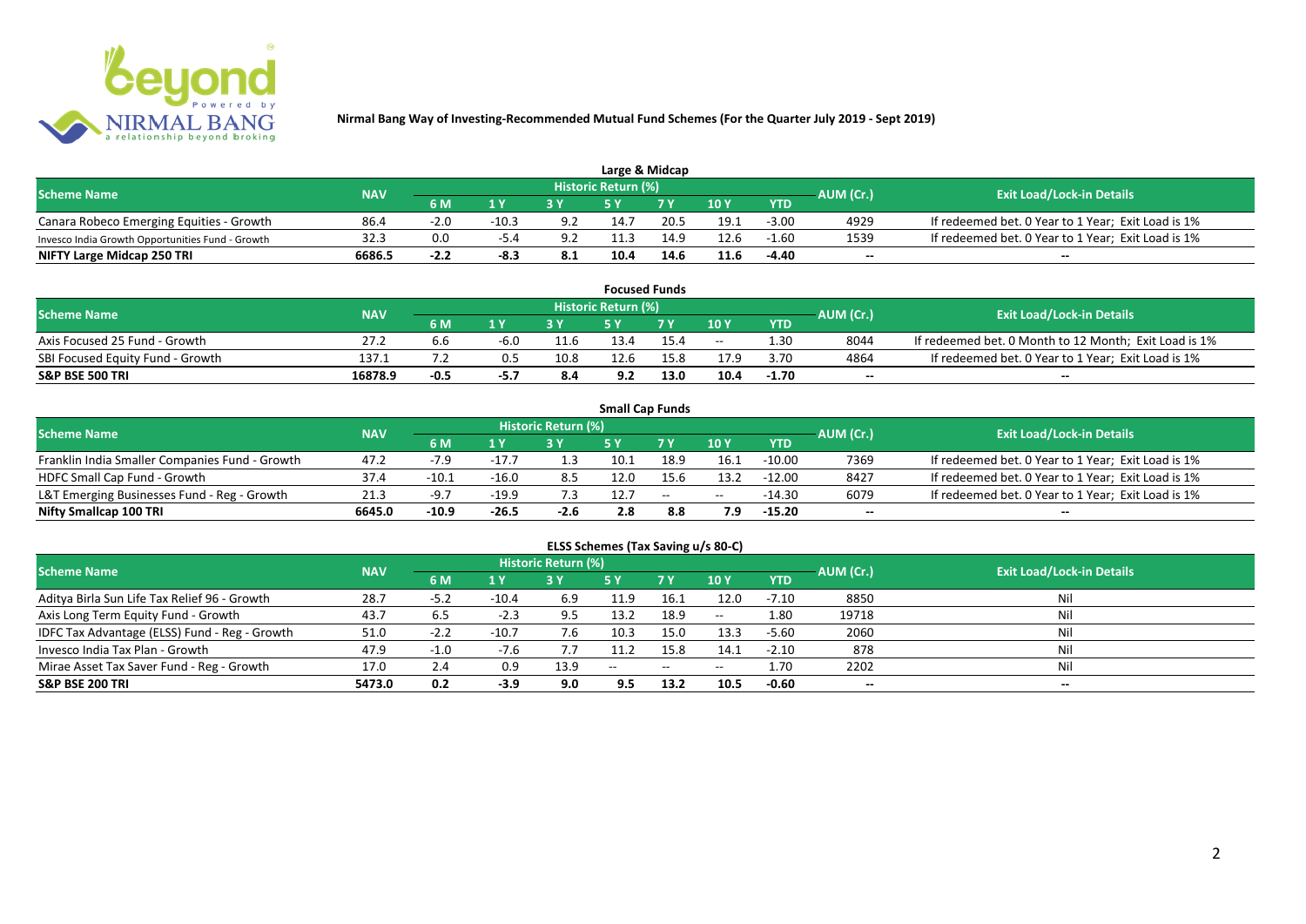# Nirmal Bang Way of Investing-Recommended Mutual Fund Schemes (For the Quarter July 2019 - Sept 2019)

## Large & Midcap

| Scheme Name | NAV | Historic Return (%) | | | | | | | AUM (Cr.) | Exit Load/Lock-in Details |
|---|---|---|---|---|---|---|---|---|---|---|
| | | 6 M | 1 Y | 3 Y | 5 Y | 7 Y | 10 Y | YTD | | |
| Canara Robeco Emerging Equities - Growth | 86.4 | -2.0 | -10.3 | 9.2 | 14.7 | 20.5 | 19.1 | -3.00 | 4929 | If redeemed bet. 0 Year to 1 Year; Exit Load is 1% |
| Invesco India Growth Opportunities Fund - Growth | 32.3 | 0.0 | -5.4 | 9.2 | 11.3 | 14.9 | 12.6 | -1.60 | 1539 | If redeemed bet. 0 Year to 1 Year; Exit Load is 1% |
| **NIFTY Large Midcap 250 TRI** | **6686.5** | **-2.2** | **-8.3** | **8.1** | **10.4** | **14.6** | **11.6** | **-4.40** | **--** | **--** |

## Focused Funds

| Scheme Name | NAV | Historic Return (%) | | | | | | | AUM (Cr.) | Exit Load/Lock-in Details |
|---|---|---|---|---|---|---|---|---|---|---|
| | | 6 M | 1 Y | 3 Y | 5 Y | 7 Y | 10 Y | YTD | | |
| Axis Focused 25 Fund - Growth | 27.2 | 6.6 | -6.0 | 11.6 | 13.4 | 15.4 | -- | 1.30 | 8044 | If redeemed bet. 0 Month to 12 Month; Exit Load is 1% |
| SBI Focused Equity Fund - Growth | 137.1 | 7.2 | 0.5 | 10.8 | 12.6 | 15.8 | 17.9 | 3.70 | 4864 | If redeemed bet. 0 Year to 1 Year; Exit Load is 1% |
| **S&P BSE 500 TRI** | **16878.9** | **-0.5** | **-5.7** | **8.4** | **9.2** | **13.0** | **10.4** | **-1.70** | **--** | **--** |

## Small Cap Funds

| Scheme Name | NAV | Historic Return (%) | | | | | | | AUM (Cr.) | Exit Load/Lock-in Details |
|---|---|---|---|---|---|---|---|---|---|---|
| | | 6 M | 1 Y | 3 Y | 5 Y | 7 Y | 10 Y | YTD | | |
| Franklin India Smaller Companies Fund - Growth | 47.2 | -7.9 | -17.7 | 1.3 | 10.1 | 18.9 | 16.1 | -10.00 | 7369 | If redeemed bet. 0 Year to 1 Year; Exit Load is 1% |
| HDFC Small Cap Fund - Growth | 37.4 | -10.1 | -16.0 | 8.5 | 12.0 | 15.6 | 13.2 | -12.00 | 8427 | If redeemed bet. 0 Year to 1 Year; Exit Load is 1% |
| L&T Emerging Businesses Fund - Reg - Growth | 21.3 | -9.7 | -19.9 | 7.3 | 12.7 | -- | -- | -14.30 | 6079 | If redeemed bet. 0 Year to 1 Year; Exit Load is 1% |
| **Nifty Smallcap 100 TRI** | **6645.0** | **-10.9** | **-26.5** | **-2.6** | **2.8** | **8.8** | **7.9** | **-15.20** | **--** | **--** |

## ELSS Schemes (Tax Saving u/s 80-C)

| Scheme Name | NAV | Historic Return (%) | | | | | | | AUM (Cr.) | Exit Load/Lock-in Details |
|---|---|---|---|---|---|---|---|---|---|---|
| | | 6 M | 1 Y | 3 Y | 5 Y | 7 Y | 10 Y | YTD | | |
| Aditya Birla Sun Life Tax Relief 96 - Growth | 28.7 | -5.2 | -10.4 | 6.9 | 11.9 | 16.1 | 12.0 | -7.10 | 8850 | Nil |
| Axis Long Term Equity Fund - Growth | 43.7 | 6.5 | -2.3 | 9.5 | 13.2 | 18.9 | -- | 1.80 | 19718 | Nil |
| IDFC Tax Advantage (ELSS) Fund - Reg - Growth | 51.0 | -2.2 | -10.7 | 7.6 | 10.3 | 15.0 | 13.3 | -5.60 | 2060 | Nil |
| Invesco India Tax Plan - Growth | 47.9 | -1.0 | -7.6 | 7.7 | 11.2 | 15.8 | 14.1 | -2.10 | 878 | Nil |
| Mirae Asset Tax Saver Fund - Reg - Growth | 17.0 | 2.4 | 0.9 | 13.9 | -- | -- | -- | 1.70 | 2202 | Nil |
| **S&P BSE 200 TRI** | **5473.0** | **0.2** | **-3.9** | **9.0** | **9.5** | **13.2** | **10.5** | **-0.60** | **--** | **--** |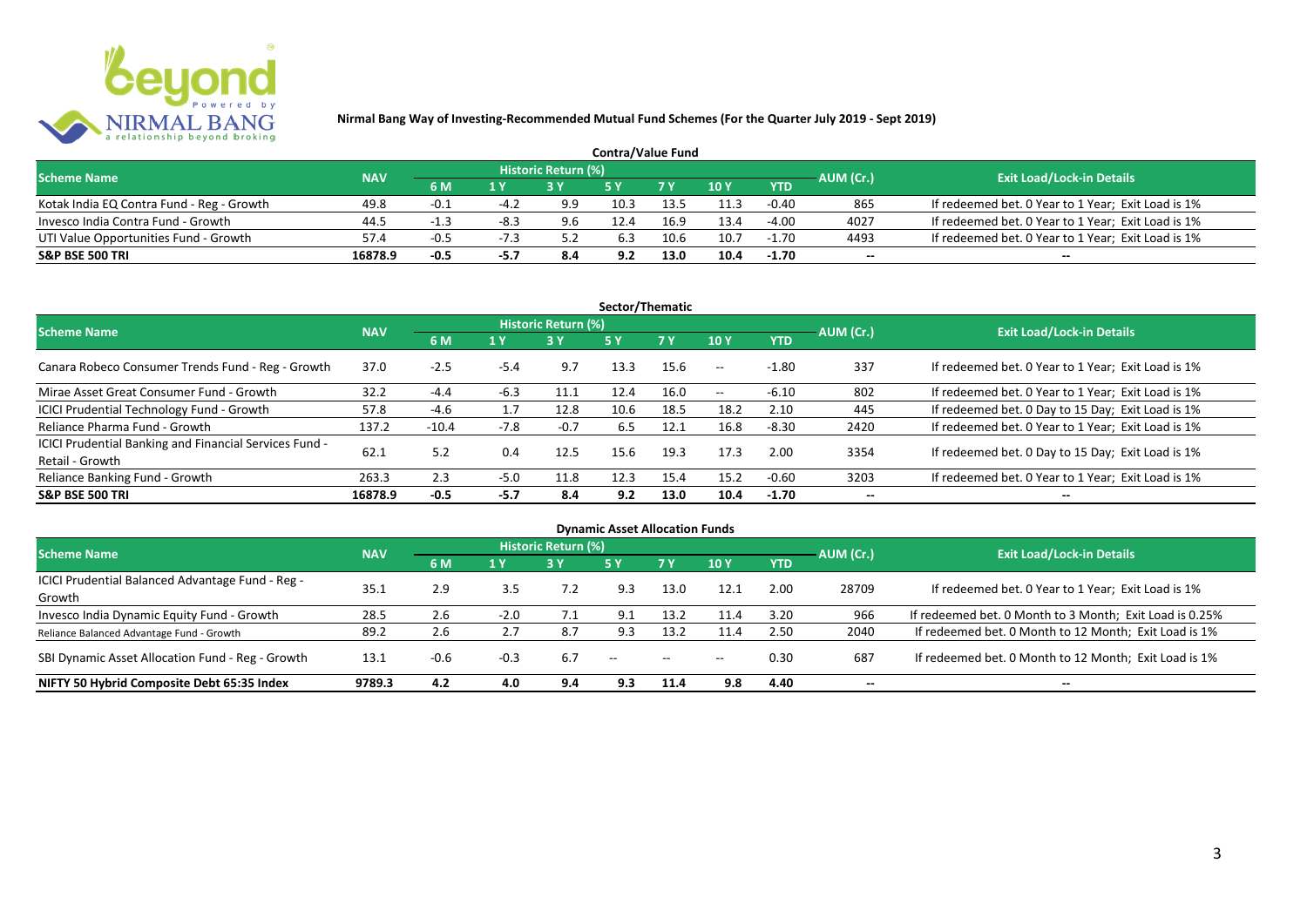**Nirmal Bang Way of Investing-Recommended Mutual Fund Schemes (For the Quarter July 2019 - Sept 2019)**

## Contra/Value Fund

| Scheme Name | NAV | Historic Return (%) | | | | | | | AUM (Cr.) | Exit Load/Lock-in Details |
|---|---|---|---|---|---|---|---|---|---|---|
| | | 6 M | 1 Y | 3 Y | 5 Y | 7 Y | 10 Y | YTD | | |
| Kotak India EQ Contra Fund - Reg - Growth | 49.8 | -0.1 | -4.2 | 9.9 | 10.3 | 13.5 | 11.3 | -0.40 | 865 | If redeemed bet. 0 Year to 1 Year; Exit Load is 1% |
| Invesco India Contra Fund - Growth | 44.5 | -1.3 | -8.3 | 9.6 | 12.4 | 16.9 | 13.4 | -4.00 | 4027 | If redeemed bet. 0 Year to 1 Year; Exit Load is 1% |
| UTI Value Opportunities Fund - Growth | 57.4 | -0.5 | -7.3 | 5.2 | 6.3 | 10.6 | 10.7 | -1.70 | 4493 | If redeemed bet. 0 Year to 1 Year; Exit Load is 1% |
| **S&P BSE 500 TRI** | **16878.9** | **-0.5** | **-5.7** | **8.4** | **9.2** | **13.0** | **10.4** | **-1.70** | **--** | **--** |

## Sector/Thematic

| Scheme Name | NAV | Historic Return (%) | | | | | | | AUM (Cr.) | Exit Load/Lock-in Details |
|---|---|---|---|---|---|---|---|---|---|---|
| | | 6 M | 1 Y | 3 Y | 5 Y | 7 Y | 10 Y | YTD | | |
| Canara Robeco Consumer Trends Fund - Reg - Growth | 37.0 | -2.5 | -5.4 | 9.7 | 13.3 | 15.6 | -- | -1.80 | 337 | If redeemed bet. 0 Year to 1 Year; Exit Load is 1% |
| Mirae Asset Great Consumer Fund - Growth | 32.2 | -4.4 | -6.3 | 11.1 | 12.4 | 16.0 | -- | -6.10 | 802 | If redeemed bet. 0 Year to 1 Year; Exit Load is 1% |
| ICICI Prudential Technology Fund - Growth | 57.8 | -4.6 | 1.7 | 12.8 | 10.6 | 18.5 | 18.2 | 2.10 | 445 | If redeemed bet. 0 Day to 15 Day; Exit Load is 1% |
| Reliance Pharma Fund - Growth | 137.2 | -10.4 | -7.8 | -0.7 | 6.5 | 12.1 | 16.8 | -8.30 | 2420 | If redeemed bet. 0 Year to 1 Year; Exit Load is 1% |
| ICICI Prudential Banking and Financial Services Fund - Retail - Growth | 62.1 | 5.2 | 0.4 | 12.5 | 15.6 | 19.3 | 17.3 | 2.00 | 3354 | If redeemed bet. 0 Day to 15 Day; Exit Load is 1% |
| Reliance Banking Fund - Growth | 263.3 | 2.3 | -5.0 | 11.8 | 12.3 | 15.4 | 15.2 | -0.60 | 3203 | If redeemed bet. 0 Year to 1 Year; Exit Load is 1% |
| **S&P BSE 500 TRI** | **16878.9** | **-0.5** | **-5.7** | **8.4** | **9.2** | **13.0** | **10.4** | **-1.70** | **--** | **--** |

## Dynamic Asset Allocation Funds

| Scheme Name | NAV | Historic Return (%) | | | | | | | AUM (Cr.) | Exit Load/Lock-in Details |
|---|---|---|---|---|---|---|---|---|---|---|
| | | 6 M | 1 Y | 3 Y | 5 Y | 7 Y | 10 Y | YTD | | |
| ICICI Prudential Balanced Advantage Fund - Reg - Growth | 35.1 | 2.9 | 3.5 | 7.2 | 9.3 | 13.0 | 12.1 | 2.00 | 28709 | If redeemed bet. 0 Year to 1 Year; Exit Load is 1% |
| Invesco India Dynamic Equity Fund - Growth | 28.5 | 2.6 | -2.0 | 7.1 | 9.1 | 13.2 | 11.4 | 3.20 | 966 | If redeemed bet. 0 Month to 3 Month; Exit Load is 0.25% |
| Reliance Balanced Advantage Fund - Growth | 89.2 | 2.6 | 2.7 | 8.7 | 9.3 | 13.2 | 11.4 | 2.50 | 2040 | If redeemed bet. 0 Month to 12 Month; Exit Load is 1% |
| SBI Dynamic Asset Allocation Fund - Reg - Growth | 13.1 | -0.6 | -0.3 | 6.7 | -- | -- | -- | 0.30 | 687 | If redeemed bet. 0 Month to 12 Month; Exit Load is 1% |
| **NIFTY 50 Hybrid Composite Debt 65:35 Index** | **9789.3** | **4.2** | **4.0** | **9.4** | **9.3** | **11.4** | **9.8** | **4.40** | **--** | **--** |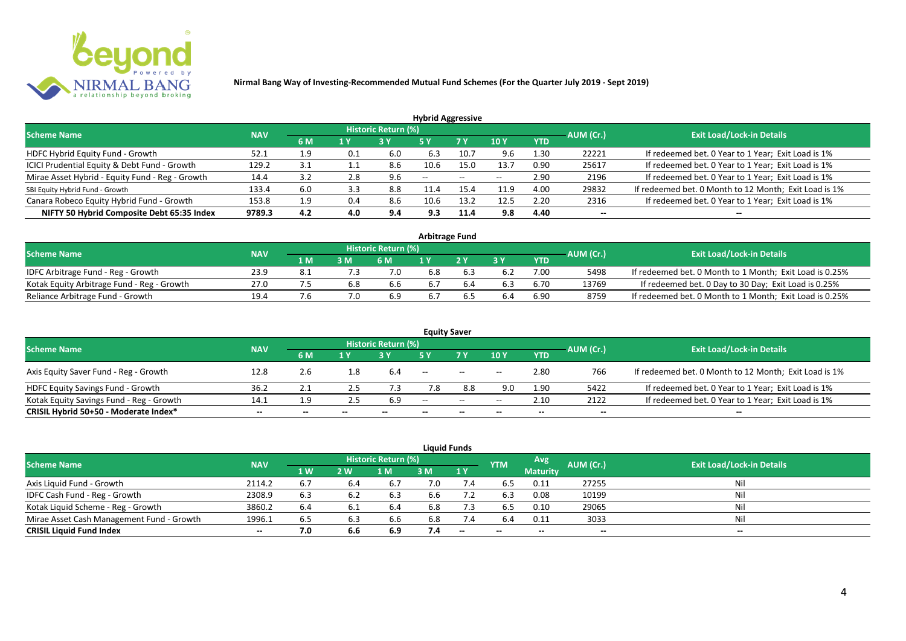**Nirmal Bang Way of Investing-Recommended Mutual Fund Schemes (For the Quarter July 2019 - Sept 2019)**

## Hybrid Aggressive

| Scheme Name | NAV | Historic Return (%) | | | | | | | AUM (Cr.) | Exit Load/Lock-in Details |
|---|---|---|---|---|---|---|---|---|---|---|
| | | 6 M | 1 Y | 3 Y | 5 Y | 7 Y | 10 Y | YTD | | |
| HDFC Hybrid Equity Fund - Growth | 52.1 | 1.9 | 0.1 | 6.0 | 6.3 | 10.7 | 9.6 | 1.30 | 22221 | If redeemed bet. 0 Year to 1 Year; Exit Load is 1% |
| ICICI Prudential Equity & Debt Fund - Growth | 129.2 | 3.1 | 1.1 | 8.6 | 10.6 | 15.0 | 13.7 | 0.90 | 25617 | If redeemed bet. 0 Year to 1 Year; Exit Load is 1% |
| Mirae Asset Hybrid - Equity Fund - Reg - Growth | 14.4 | 3.2 | 2.8 | 9.6 | -- | -- | -- | 2.90 | 2196 | If redeemed bet. 0 Year to 1 Year; Exit Load is 1% |
| SBI Equity Hybrid Fund - Growth | 133.4 | 6.0 | 3.3 | 8.8 | 11.4 | 15.4 | 11.9 | 4.00 | 29832 | If redeemed bet. 0 Month to 12 Month; Exit Load is 1% |
| Canara Robeco Equity Hybrid Fund - Growth | 153.8 | 1.9 | 0.4 | 8.6 | 10.6 | 13.2 | 12.5 | 2.20 | 2316 | If redeemed bet. 0 Year to 1 Year; Exit Load is 1% |
| **NIFTY 50 Hybrid Composite Debt 65:35 Index** | **9789.3** | **4.2** | **4.0** | **9.4** | **9.3** | **11.4** | **9.8** | **4.40** | **--** | **--** |

## Arbitrage Fund

| Scheme Name | NAV | Historic Return (%) | | | | | | | AUM (Cr.) | Exit Load/Lock-in Details |
|---|---|---|---|---|---|---|---|---|---|---|
| | | 1 M | 3 M | 6 M | 1 Y | 2 Y | 3 Y | YTD | | |
| IDFC Arbitrage Fund - Reg - Growth | 23.9 | 8.1 | 7.3 | 7.0 | 6.8 | 6.3 | 6.2 | 7.00 | 5498 | If redeemed bet. 0 Month to 1 Month; Exit Load is 0.25% |
| Kotak Equity Arbitrage Fund - Reg - Growth | 27.0 | 7.5 | 6.8 | 6.6 | 6.7 | 6.4 | 6.3 | 6.70 | 13769 | If redeemed bet. 0 Day to 30 Day; Exit Load is 0.25% |
| Reliance Arbitrage Fund - Growth | 19.4 | 7.6 | 7.0 | 6.9 | 6.7 | 6.5 | 6.4 | 6.90 | 8759 | If redeemed bet. 0 Month to 1 Month; Exit Load is 0.25% |

## Equity Saver

| Scheme Name | NAV | Historic Return (%) | | | | | | | AUM (Cr.) | Exit Load/Lock-in Details |
|---|---|---|---|---|---|---|---|---|---|---|
| | | 6 M | 1 Y | 3 Y | 5 Y | 7 Y | 10 Y | YTD | | |
| Axis Equity Saver Fund - Reg - Growth | 12.8 | 2.6 | 1.8 | 6.4 | -- | -- | -- | 2.80 | 766 | If redeemed bet. 0 Month to 12 Month; Exit Load is 1% |
| HDFC Equity Savings Fund - Growth | 36.2 | 2.1 | 2.5 | 7.3 | 7.8 | 8.8 | 9.0 | 1.90 | 5422 | If redeemed bet. 0 Year to 1 Year; Exit Load is 1% |
| Kotak Equity Savings Fund - Reg - Growth | 14.1 | 1.9 | 2.5 | 6.9 | -- | -- | -- | 2.10 | 2122 | If redeemed bet. 0 Year to 1 Year; Exit Load is 1% |
| **CRISIL Hybrid 50+50 - Moderate Index*** | **--** | **--** | **--** | **--** | **--** | **--** | **--** | **--** | **--** | **--** |

## Liquid Funds

| Scheme Name | NAV | Historic Return (%) | | | | | YTM | Avg Maturity | AUM (Cr.) | Exit Load/Lock-in Details |
|---|---|---|---|---|---|---|---|---|---|---|
| | | 1 W | 2 W | 1 M | 3 M | 1 Y | | | | |
| Axis Liquid Fund - Growth | 2114.2 | 6.7 | 6.4 | 6.7 | 7.0 | 7.4 | 6.5 | 0.11 | 27255 | Nil |
| IDFC Cash Fund - Reg - Growth | 2308.9 | 6.3 | 6.2 | 6.3 | 6.6 | 7.2 | 6.3 | 0.08 | 10199 | Nil |
| Kotak Liquid Scheme - Reg - Growth | 3860.2 | 6.4 | 6.1 | 6.4 | 6.8 | 7.3 | 6.5 | 0.10 | 29065 | Nil |
| Mirae Asset Cash Management Fund - Growth | 1996.1 | 6.5 | 6.3 | 6.6 | 6.8 | 7.4 | 6.4 | 0.11 | 3033 | Nil |
| **CRISIL Liquid Fund Index** | **--** | **7.0** | **6.6** | **6.9** | **7.4** | **--** | **--** | **--** | **--** | **--** |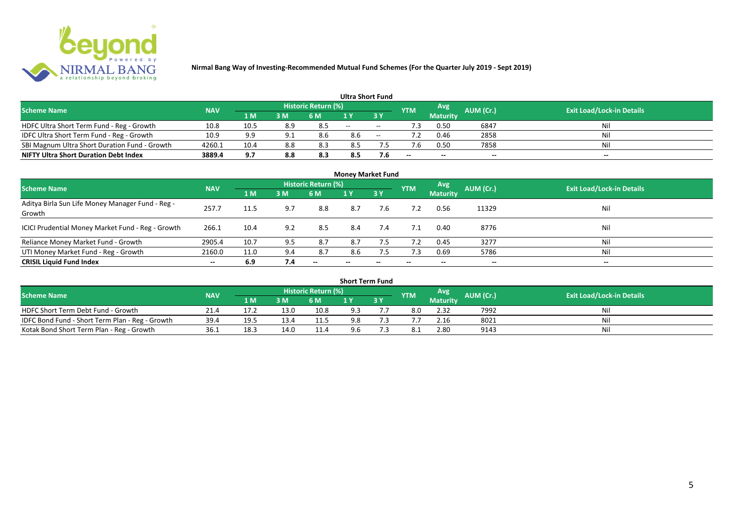**Nirmal Bang Way of Investing-Recommended Mutual Fund Schemes (For the Quarter July 2019 - Sept 2019)**

## Ultra Short Fund

| Scheme Name | NAV | Historic Return (%) | | | | | YTM | Avg Maturity | AUM (Cr.) | Exit Load/Lock-in Details |
|---|---|---|---|---|---|---|---|---|---|---|
| | | 1 M | 3 M | 6 M | 1 Y | 3 Y | | | | |
| HDFC Ultra Short Term Fund - Reg - Growth | 10.8 | 10.5 | 8.9 | 8.5 | -- | -- | 7.3 | 0.50 | 6847 | Nil |
| IDFC Ultra Short Term Fund - Reg - Growth | 10.9 | 9.9 | 9.1 | 8.6 | 8.6 | -- | 7.2 | 0.46 | 2858 | Nil |
| SBI Magnum Ultra Short Duration Fund - Growth | 4260.1 | 10.4 | 8.8 | 8.3 | 8.5 | 7.5 | 7.6 | 0.50 | 7858 | Nil |
| **NIFTY Ultra Short Duration Debt Index** | **3889.4** | **9.7** | **8.8** | **8.3** | **8.5** | **7.6** | -- | -- | -- | -- |

## Money Market Fund

| Scheme Name | NAV | Historic Return (%) | | | | | YTM | Avg Maturity | AUM (Cr.) | Exit Load/Lock-in Details |
|---|---|---|---|---|---|---|---|---|---|---|
| | | 1 M | 3 M | 6 M | 1 Y | 3 Y | | | | |
| Aditya Birla Sun Life Money Manager Fund - Reg - Growth | 257.7 | 11.5 | 9.7 | 8.8 | 8.7 | 7.6 | 7.2 | 0.56 | 11329 | Nil |
| ICICI Prudential Money Market Fund - Reg - Growth | 266.1 | 10.4 | 9.2 | 8.5 | 8.4 | 7.4 | 7.1 | 0.40 | 8776 | Nil |
| Reliance Money Market Fund - Growth | 2905.4 | 10.7 | 9.5 | 8.7 | 8.7 | 7.5 | 7.2 | 0.45 | 3277 | Nil |
| UTI Money Market Fund - Reg - Growth | 2160.0 | 11.0 | 9.4 | 8.7 | 8.6 | 7.5 | 7.3 | 0.69 | 5786 | Nil |
| **CRISIL Liquid Fund Index** | -- | **6.9** | **7.4** | -- | -- | -- | -- | -- | -- | -- |

## Short Term Fund

| Scheme Name | NAV | Historic Return (%) | | | | | YTM | Avg Maturity | AUM (Cr.) | Exit Load/Lock-in Details |
|---|---|---|---|---|---|---|---|---|---|---|
| | | 1 M | 3 M | 6 M | 1 Y | 3 Y | | | | |
| HDFC Short Term Debt Fund - Growth | 21.4 | 17.2 | 13.0 | 10.8 | 9.3 | 7.7 | 8.0 | 2.32 | 7992 | Nil |
| IDFC Bond Fund - Short Term Plan - Reg - Growth | 39.4 | 19.5 | 13.4 | 11.5 | 9.8 | 7.3 | 7.7 | 2.16 | 8021 | Nil |
| Kotak Bond Short Term Plan - Reg - Growth | 36.1 | 18.3 | 14.0 | 11.4 | 9.6 | 7.3 | 8.1 | 2.80 | 9143 | Nil |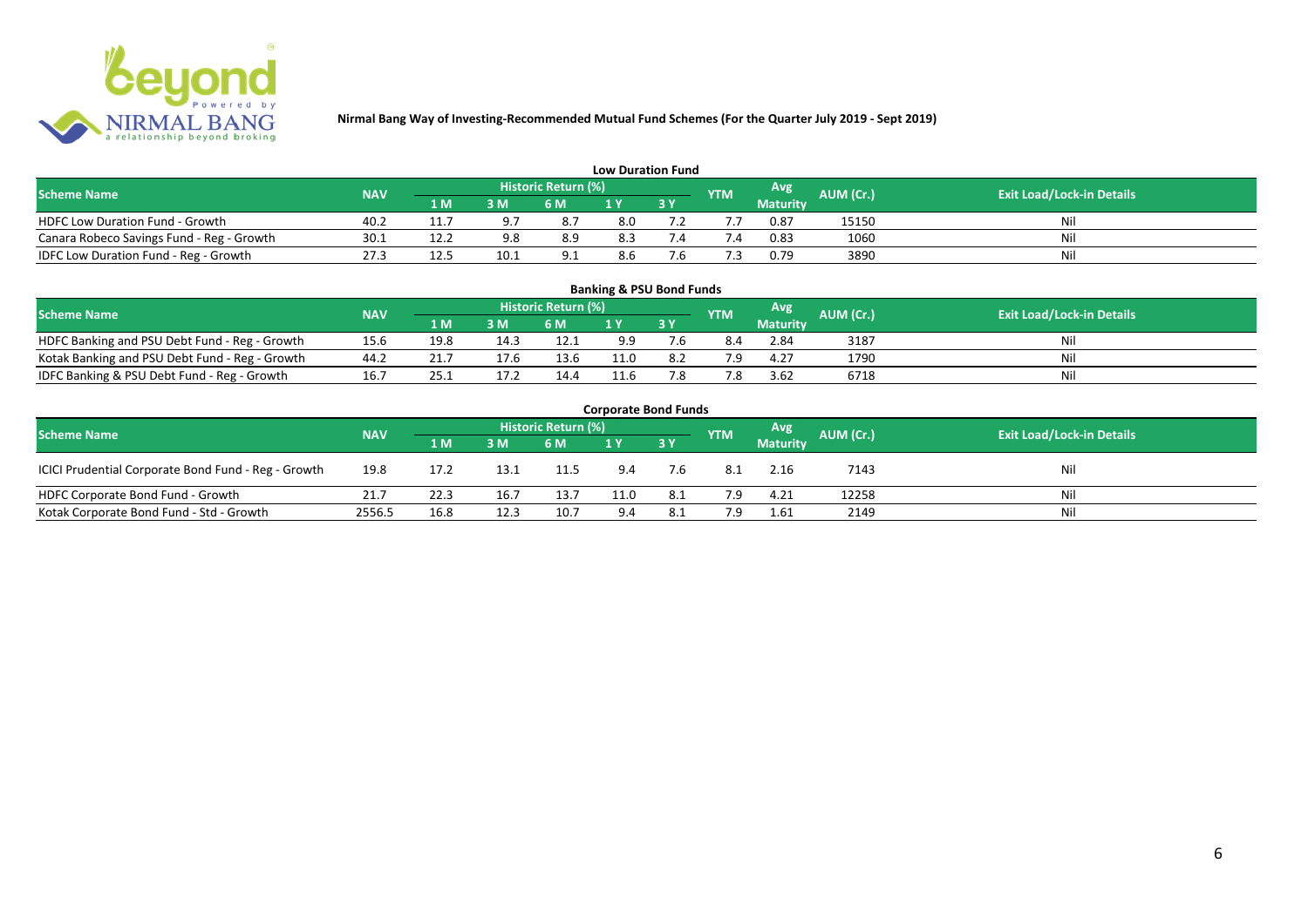**Nirmal Bang Way of Investing-Recommended Mutual Fund Schemes (For the Quarter July 2019 - Sept 2019)**

### Low Duration Fund

| Scheme Name | NAV | Historic Return (%) | | | | | YTM | Avg Maturity | AUM (Cr.) | Exit Load/Lock-in Details |
|---|---|---|---|---|---|---|---|---|---|---|
| | | 1 M | 3 M | 6 M | 1 Y | 3 Y | | | | |
| HDFC Low Duration Fund - Growth | 40.2 | 11.7 | 9.7 | 8.7 | 8.0 | 7.2 | 7.7 | 0.87 | 15150 | Nil |
| Canara Robeco Savings Fund - Reg - Growth | 30.1 | 12.2 | 9.8 | 8.9 | 8.3 | 7.4 | 7.4 | 0.83 | 1060 | Nil |
| IDFC Low Duration Fund - Reg - Growth | 27.3 | 12.5 | 10.1 | 9.1 | 8.6 | 7.6 | 7.3 | 0.79 | 3890 | Nil |

### Banking & PSU Bond Funds

| Scheme Name | NAV | Historic Return (%) | | | | | YTM | Avg Maturity | AUM (Cr.) | Exit Load/Lock-in Details |
|---|---|---|---|---|---|---|---|---|---|---|
| | | 1 M | 3 M | 6 M | 1 Y | 3 Y | | | | |
| HDFC Banking and PSU Debt Fund - Reg - Growth | 15.6 | 19.8 | 14.3 | 12.1 | 9.9 | 7.6 | 8.4 | 2.84 | 3187 | Nil |
| Kotak Banking and PSU Debt Fund - Reg - Growth | 44.2 | 21.7 | 17.6 | 13.6 | 11.0 | 8.2 | 7.9 | 4.27 | 1790 | Nil |
| IDFC Banking & PSU Debt Fund - Reg - Growth | 16.7 | 25.1 | 17.2 | 14.4 | 11.6 | 7.8 | 7.8 | 3.62 | 6718 | Nil |

### Corporate Bond Funds

| Scheme Name | NAV | Historic Return (%) | | | | | YTM | Avg Maturity | AUM (Cr.) | Exit Load/Lock-in Details |
|---|---|---|---|---|---|---|---|---|---|---|
| | | 1 M | 3 M | 6 M | 1 Y | 3 Y | | | | |
| ICICI Prudential Corporate Bond Fund - Reg - Growth | 19.8 | 17.2 | 13.1 | 11.5 | 9.4 | 7.6 | 8.1 | 2.16 | 7143 | Nil |
| HDFC Corporate Bond Fund - Growth | 21.7 | 22.3 | 16.7 | 13.7 | 11.0 | 8.1 | 7.9 | 4.21 | 12258 | Nil |
| Kotak Corporate Bond Fund - Std - Growth | 2556.5 | 16.8 | 12.3 | 10.7 | 9.4 | 8.1 | 7.9 | 1.61 | 2149 | Nil |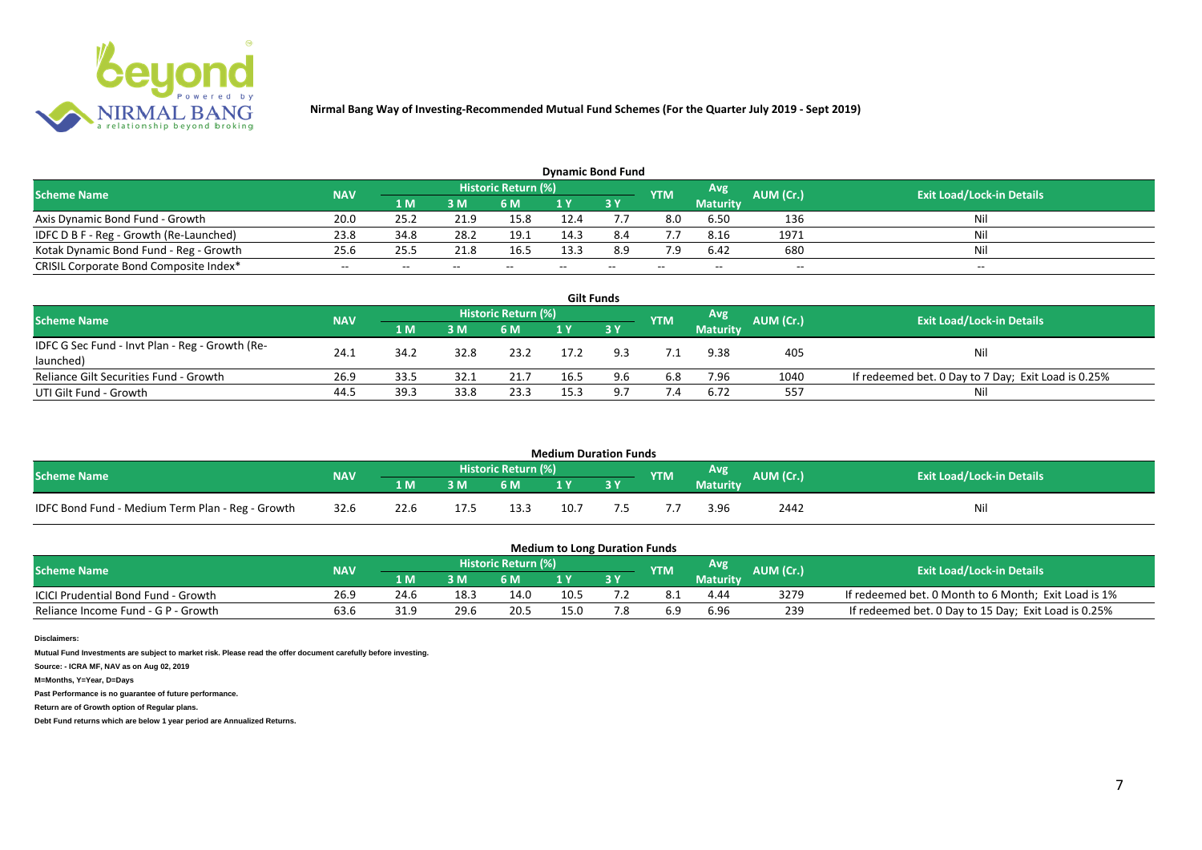**Nirmal Bang Way of Investing-Recommended Mutual Fund Schemes (For the Quarter July 2019 - Sept 2019)**

### Dynamic Bond Fund

| Scheme Name | NAV | Historic Return (%) | | | | | YTM | Avg Maturity | AUM (Cr.) | Exit Load/Lock-in Details |
|---|---|---|---|---|---|---|---|---|---|---|
| | | 1 M | 3 M | 6 M | 1 Y | 3 Y | | | | |
| Axis Dynamic Bond Fund - Growth | 20.0 | 25.2 | 21.9 | 15.8 | 12.4 | 7.7 | 8.0 | 6.50 | 136 | Nil |
| IDFC D B F - Reg - Growth (Re-Launched) | 23.8 | 34.8 | 28.2 | 19.1 | 14.3 | 8.4 | 7.7 | 8.16 | 1971 | Nil |
| Kotak Dynamic Bond Fund - Reg - Growth | 25.6 | 25.5 | 21.8 | 16.5 | 13.3 | 8.9 | 7.9 | 6.42 | 680 | Nil |
| CRISIL Corporate Bond Composite Index* | -- | -- | -- | -- | -- | -- | -- | -- | -- | -- |

### Gilt Funds

| Scheme Name | NAV | Historic Return (%) | | | | | YTM | Avg Maturity | AUM (Cr.) | Exit Load/Lock-in Details |
|---|---|---|---|---|---|---|---|---|---|---|
| | | 1 M | 3 M | 6 M | 1 Y | 3 Y | | | | |
| IDFC G Sec Fund - Invt Plan - Reg - Growth (Re-launched) | 24.1 | 34.2 | 32.8 | 23.2 | 17.2 | 9.3 | 7.1 | 9.38 | 405 | Nil |
| Reliance Gilt Securities Fund - Growth | 26.9 | 33.5 | 32.1 | 21.7 | 16.5 | 9.6 | 6.8 | 7.96 | 1040 | If redeemed bet. 0 Day to 7 Day; Exit Load is 0.25% |
| UTI Gilt Fund - Growth | 44.5 | 39.3 | 33.8 | 23.3 | 15.3 | 9.7 | 7.4 | 6.72 | 557 | Nil |

### Medium Duration Funds

| Scheme Name | NAV | Historic Return (%) | | | | | YTM | Avg Maturity | AUM (Cr.) | Exit Load/Lock-in Details |
|---|---|---|---|---|---|---|---|---|---|---|
| | | 1 M | 3 M | 6 M | 1 Y | 3 Y | | | | |
| IDFC Bond Fund - Medium Term Plan - Reg - Growth | 32.6 | 22.6 | 17.5 | 13.3 | 10.7 | 7.5 | 7.7 | 3.96 | 2442 | Nil |

### Medium to Long Duration Funds

| Scheme Name | NAV | Historic Return (%) | | | | | YTM | Avg Maturity | AUM (Cr.) | Exit Load/Lock-in Details |
|---|---|---|---|---|---|---|---|---|---|---|
| | | 1 M | 3 M | 6 M | 1 Y | 3 Y | | | | |
| ICICI Prudential Bond Fund - Growth | 26.9 | 24.6 | 18.3 | 14.0 | 10.5 | 7.2 | 8.1 | 4.44 | 3279 | If redeemed bet. 0 Month to 6 Month; Exit Load is 1% |
| Reliance Income Fund - G P - Growth | 63.6 | 31.9 | 29.6 | 20.5 | 15.0 | 7.8 | 6.9 | 6.96 | 239 | If redeemed bet. 0 Day to 15 Day; Exit Load is 0.25% |

**Disclaimers:**

**Mutual Fund Investments are subject to market risk. Please read the offer document carefully before investing.**

**Source: - ICRA MF, NAV as on Aug 02, 2019**

**M=Months, Y=Year, D=Days**

**Past Performance is no guarantee of future performance.**

**Return are of Growth option of Regular plans.**

**Debt Fund returns which are below 1 year period are Annualized Returns.**